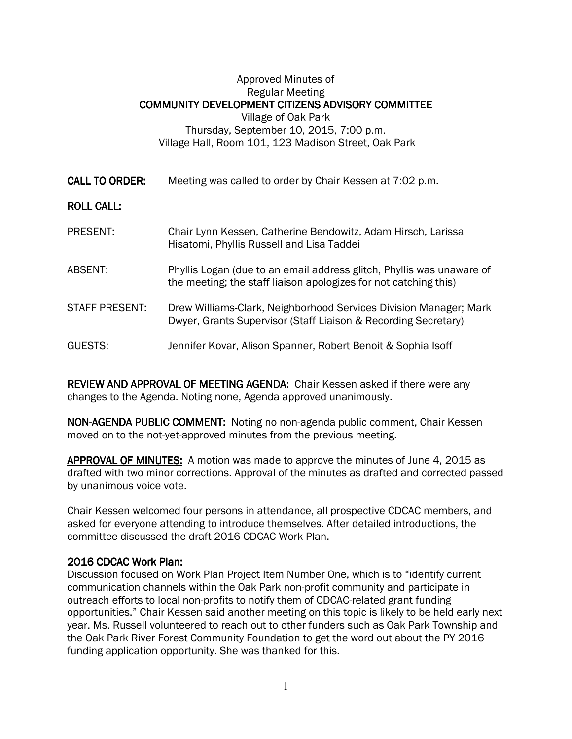Approved Minutes of
Regular Meeting

# COMMUNITY DEVELOPMENT CITIZENS ADVISORY COMMITTEE

Village of Oak Park
Thursday, September 10, 2015, 7:00 p.m.
Village Hall, Room 101, 123 Madison Street, Oak Park

**CALL TO ORDER:** Meeting was called to order by Chair Kessen at 7:02 p.m.

**ROLL CALL:**

PRESENT: Chair Lynn Kessen, Catherine Bendowitz, Adam Hirsch, Larissa Hisatomi, Phyllis Russell and Lisa Taddei

ABSENT: Phyllis Logan (due to an email address glitch, Phyllis was unaware of the meeting; the staff liaison apologizes for not catching this)

STAFF PRESENT: Drew Williams-Clark, Neighborhood Services Division Manager; Mark Dwyer, Grants Supervisor (Staff Liaison & Recording Secretary)

GUESTS: Jennifer Kovar, Alison Spanner, Robert Benoit & Sophia Isoff

**REVIEW AND APPROVAL OF MEETING AGENDA:** Chair Kessen asked if there were any changes to the Agenda. Noting none, Agenda approved unanimously.

**NON-AGENDA PUBLIC COMMENT:** Noting no non-agenda public comment, Chair Kessen moved on to the not-yet-approved minutes from the previous meeting.

**APPROVAL OF MINUTES:** A motion was made to approve the minutes of June 4, 2015 as drafted with two minor corrections. Approval of the minutes as drafted and corrected passed by unanimous voice vote.

Chair Kessen welcomed four persons in attendance, all prospective CDCAC members, and asked for everyone attending to introduce themselves. After detailed introductions, the committee discussed the draft 2016 CDCAC Work Plan.

**2016 CDCAC Work Plan:**

Discussion focused on Work Plan Project Item Number One, which is to "identify current communication channels within the Oak Park non-profit community and participate in outreach efforts to local non-profits to notify them of CDCAC-related grant funding opportunities." Chair Kessen said another meeting on this topic is likely to be held early next year. Ms. Russell volunteered to reach out to other funders such as Oak Park Township and the Oak Park River Forest Community Foundation to get the word out about the PY 2016 funding application opportunity. She was thanked for this.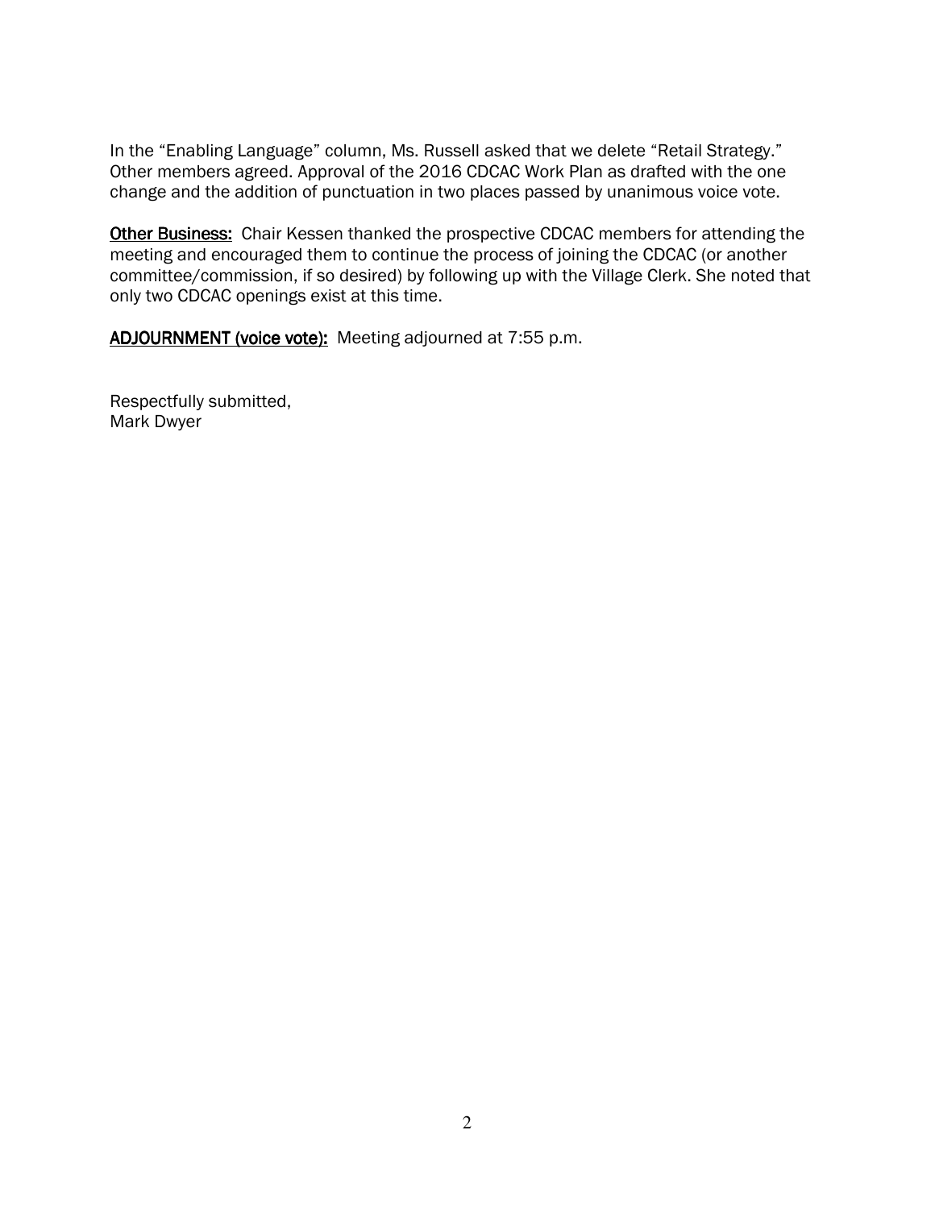In the "Enabling Language" column, Ms. Russell asked that we delete "Retail Strategy." Other members agreed. Approval of the 2016 CDCAC Work Plan as drafted with the one change and the addition of punctuation in two places passed by unanimous voice vote.

**Other Business:** Chair Kessen thanked the prospective CDCAC members for attending the meeting and encouraged them to continue the process of joining the CDCAC (or another committee/commission, if so desired) by following up with the Village Clerk. She noted that only two CDCAC openings exist at this time.

**ADJOURNMENT (voice vote):** Meeting adjourned at 7:55 p.m.

Respectfully submitted,
Mark Dwyer